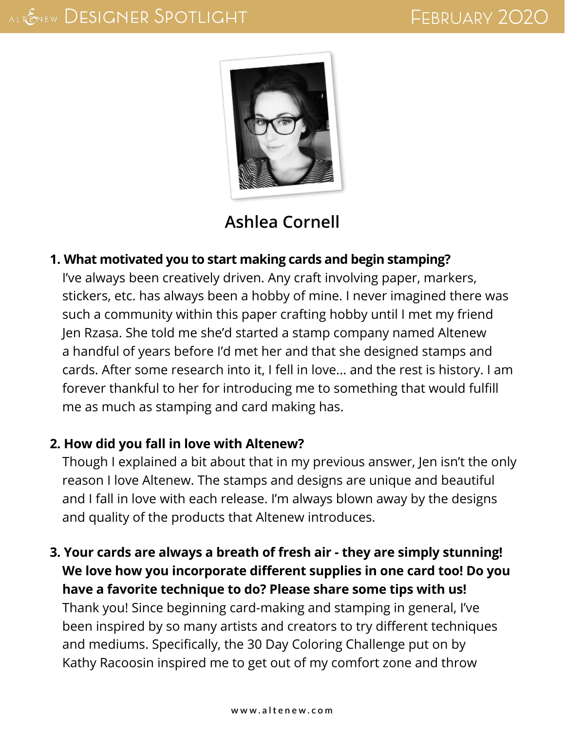# Designer Spotlight

## February 2020

## Ashlea Cornell

**1. What motivated you to start making cards and begin stamping?**

I've always been creatively driven. Any craft involving paper, markers, stickers, etc. has always been a hobby of mine. I never imagined there was such a community within this paper crafting hobby until I met my friend Jen Rzasa. She told me she'd started a stamp company named Altenew a handful of years before I'd met her and that she designed stamps and cards. After some research into it, I fell in love... and the rest is history. I am forever thankful to her for introducing me to something that would fulfill me as much as stamping and card making has.

**2. How did you fall in love with Altenew?**

Though I explained a bit about that in my previous answer, Jen isn't the only reason I love Altenew. The stamps and designs are unique and beautiful and I fall in love with each release. I'm always blown away by the designs and quality of the products that Altenew introduces.

**3. Your cards are always a breath of fresh air - they are simply stunning! We love how you incorporate different supplies in one card too! Do you have a favorite technique to do? Please share some tips with us!**

Thank you! Since beginning card-making and stamping in general, I've been inspired by so many artists and creators to try different techniques and mediums. Specifically, the 30 Day Coloring Challenge put on by Kathy Racoosin inspired me to get out of my comfort zone and throw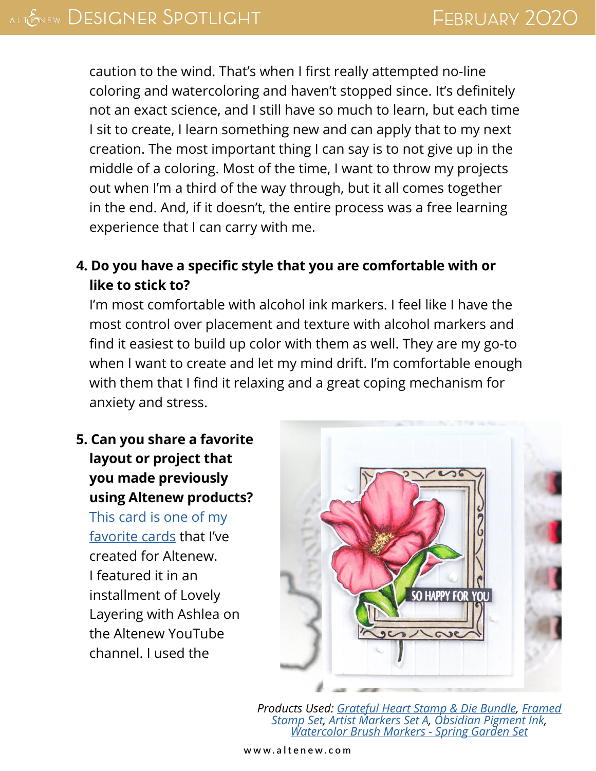caution to the wind. That's when I first really attempted no-line coloring and watercoloring and haven't stopped since. It's definitely not an exact science, and I still have so much to learn, but each time I sit to create, I learn something new and can apply that to my next creation. The most important thing I can say is to not give up in the middle of a coloring. Most of the time, I want to throw my projects out when I'm a third of the way through, but it all comes together in the end. And, if it doesn't, the entire process was a free learning experience that I can carry with me.

**4. Do you have a specific style that you are comfortable with or like to stick to?**

I'm most comfortable with alcohol ink markers. I feel like I have the most control over placement and texture with alcohol markers and find it easiest to build up color with them as well. They are my go-to when I want to create and let my mind drift. I'm comfortable enough with them that I find it relaxing and a great coping mechanism for anxiety and stress.

**5. Can you share a favorite layout or project that you made previously using Altenew products?**

This card is one of my favorite cards that I've created for Altenew. I featured it in an installment of Lovely Layering with Ashlea on the Altenew YouTube channel. I used the

*Products Used: Grateful Heart Stamp & Die Bundle, Framed Stamp Set, Artist Markers Set A, Obsidian Pigment Ink, Watercolor Brush Markers - Spring Garden Set*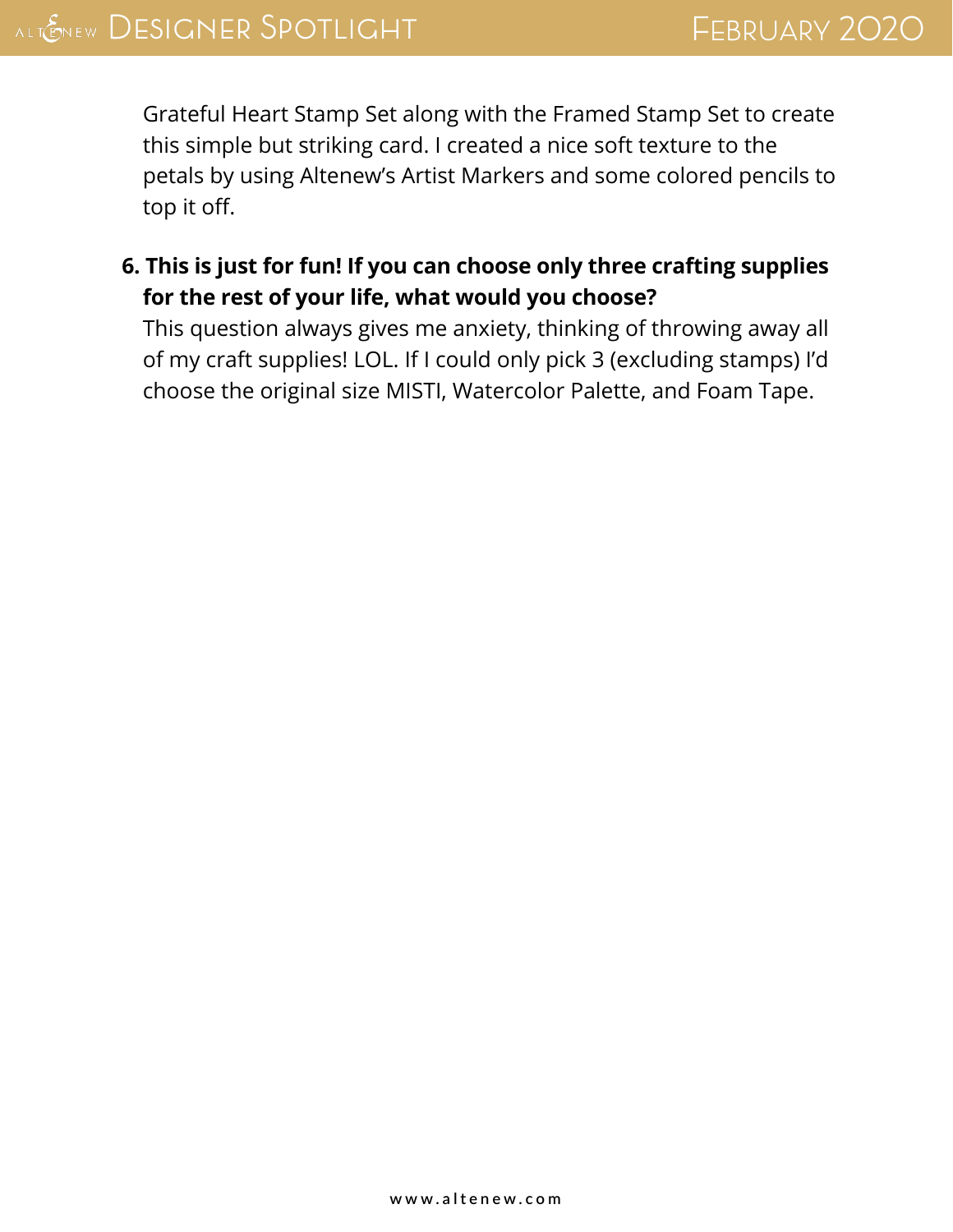Grateful Heart Stamp Set along with the Framed Stamp Set to create this simple but striking card. I created a nice soft texture to the petals by using Altenew's Artist Markers and some colored pencils to top it off.

6. **This is just for fun! If you can choose only three crafting supplies for the rest of your life, what would you choose?**
   This question always gives me anxiety, thinking of throwing away all of my craft supplies! LOL. If I could only pick 3 (excluding stamps) I'd choose the original size MISTI, Watercolor Palette, and Foam Tape.